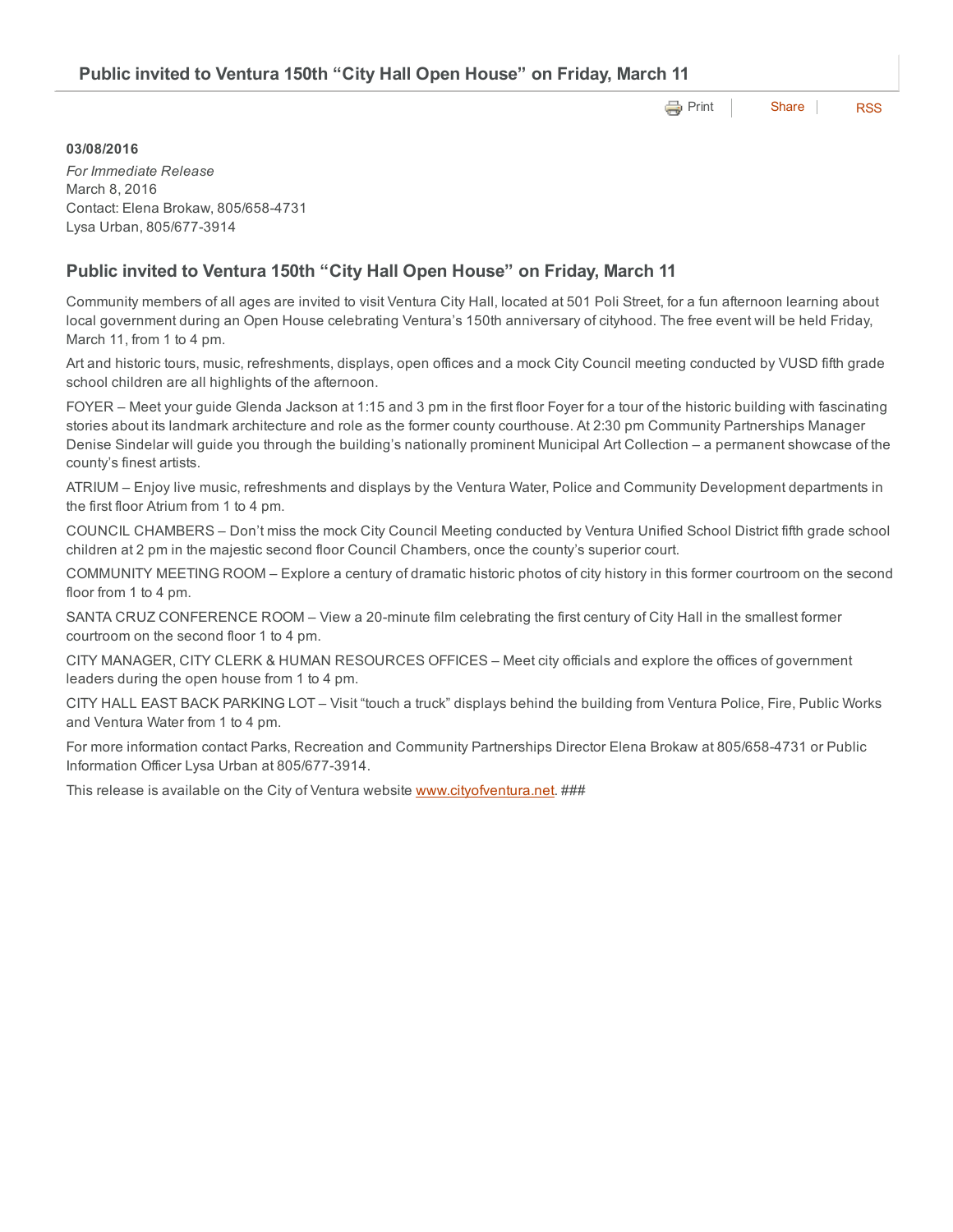# Public invited to Ventura 150th "City Hall Open House" on Friday, March 11

Print | Share | RSS

**03/08/2016**

*For Immediate Release*
March 8, 2016
Contact: Elena Brokaw, 805/658-4731
Lysa Urban, 805/677-3914

## Public invited to Ventura 150th "City Hall Open House" on Friday, March 11

Community members of all ages are invited to visit Ventura City Hall, located at 501 Poli Street, for a fun afternoon learning about local government during an Open House celebrating Ventura's 150th anniversary of cityhood. The free event will be held Friday, March 11, from 1 to 4 pm.

Art and historic tours, music, refreshments, displays, open offices and a mock City Council meeting conducted by VUSD fifth grade school children are all highlights of the afternoon.

FOYER – Meet your guide Glenda Jackson at 1:15 and 3 pm in the first floor Foyer for a tour of the historic building with fascinating stories about its landmark architecture and role as the former county courthouse. At 2:30 pm Community Partnerships Manager Denise Sindelar will guide you through the building's nationally prominent Municipal Art Collection – a permanent showcase of the county's finest artists.

ATRIUM – Enjoy live music, refreshments and displays by the Ventura Water, Police and Community Development departments in the first floor Atrium from 1 to 4 pm.

COUNCIL CHAMBERS – Don't miss the mock City Council Meeting conducted by Ventura Unified School District fifth grade school children at 2 pm in the majestic second floor Council Chambers, once the county's superior court.

COMMUNITY MEETING ROOM – Explore a century of dramatic historic photos of city history in this former courtroom on the second floor from 1 to 4 pm.

SANTA CRUZ CONFERENCE ROOM – View a 20-minute film celebrating the first century of City Hall in the smallest former courtroom on the second floor 1 to 4 pm.

CITY MANAGER, CITY CLERK & HUMAN RESOURCES OFFICES – Meet city officials and explore the offices of government leaders during the open house from 1 to 4 pm.

CITY HALL EAST BACK PARKING LOT – Visit "touch a truck" displays behind the building from Ventura Police, Fire, Public Works and Ventura Water from 1 to 4 pm.

For more information contact Parks, Recreation and Community Partnerships Director Elena Brokaw at 805/658-4731 or Public Information Officer Lysa Urban at 805/677-3914.

This release is available on the City of Ventura website www.cityofventura.net. ###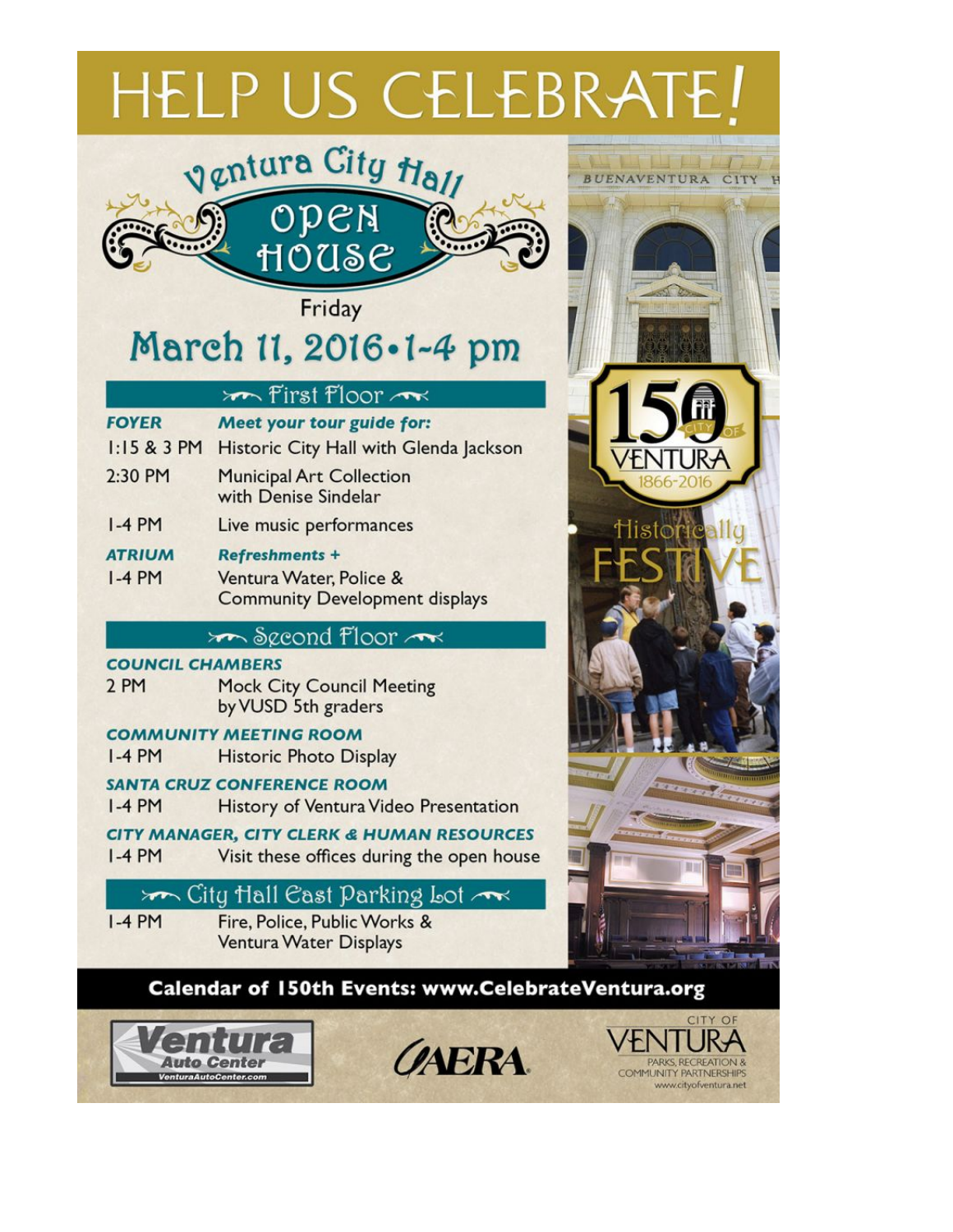# HELP US CELEBRATE!

## Ventura City Hall OPEN HOUSE

Friday

## March 11, 2016 • 1-4 pm

### First Floor

**FOYER** — ***Meet your tour guide for:***

| | |
|---|---|
| 1:15 & 3 PM | Historic City Hall with Glenda Jackson |
| 2:30 PM | Municipal Art Collection with Denise Sindelar |
| 1-4 PM | Live music performances |

**ATRIUM** — ***Refreshments +***

| | |
|---|---|
| 1-4 PM | Ventura Water, Police & Community Development displays |

### Second Floor

**COUNCIL CHAMBERS**

| | |
|---|---|
| 2 PM | Mock City Council Meeting by VUSD 5th graders |

**COMMUNITY MEETING ROOM**

| | |
|---|---|
| 1-4 PM | Historic Photo Display |

**SANTA CRUZ CONFERENCE ROOM**

| | |
|---|---|
| 1-4 PM | History of Ventura Video Presentation |

**CITY MANAGER, CITY CLERK & HUMAN RESOURCES**

| | |
|---|---|
| 1-4 PM | Visit these offices during the open house |

### City Hall East Parking Lot

| | |
|---|---|
| 1-4 PM | Fire, Police, Public Works & Ventura Water Displays |

BUENAVENTURA CITY H

150 CITY OF VENTURA 1866-2016

Historically FESTIVE

**Calendar of 150th Events: www.CelebrateVentura.org**

Ventura Auto Center
VenturaAutoCenter.com

AERA

CITY OF VENTURA
PARKS, RECREATION & COMMUNITY PARTNERSHIPS
www.cityofventura.net